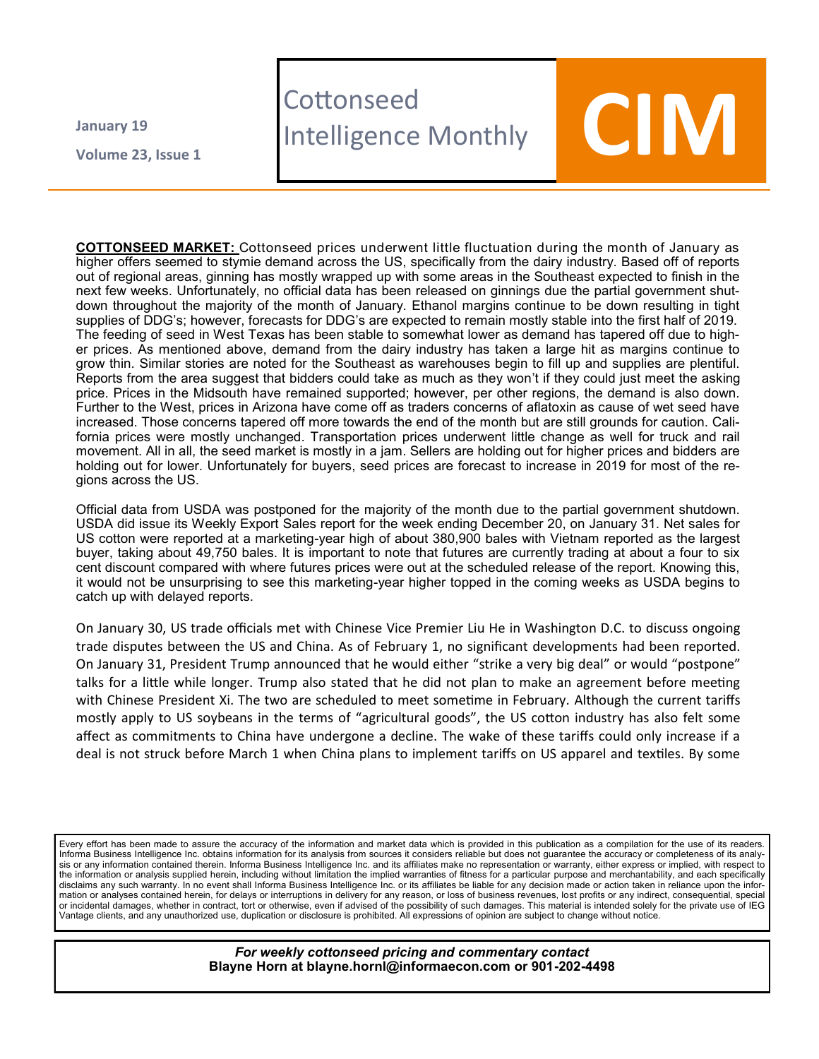January 19

Volume 23, Issue 1

# Cottonseed Intelligence Monthly

# CIM

**COTTONSEED MARKET:** Cottonseed prices underwent little fluctuation during the month of January as higher offers seemed to stymie demand across the US, specifically from the dairy industry. Based off of reports out of regional areas, ginning has mostly wrapped up with some areas in the Southeast expected to finish in the next few weeks. Unfortunately, no official data has been released on ginnings due the partial government shutdown throughout the majority of the month of January. Ethanol margins continue to be down resulting in tight supplies of DDG's; however, forecasts for DDG's are expected to remain mostly stable into the first half of 2019. The feeding of seed in West Texas has been stable to somewhat lower as demand has tapered off due to higher prices. As mentioned above, demand from the dairy industry has taken a large hit as margins continue to grow thin. Similar stories are noted for the Southeast as warehouses begin to fill up and supplies are plentiful. Reports from the area suggest that bidders could take as much as they won't if they could just meet the asking price. Prices in the Midsouth have remained supported; however, per other regions, the demand is also down. Further to the West, prices in Arizona have come off as traders concerns of aflatoxin as cause of wet seed have increased. Those concerns tapered off more towards the end of the month but are still grounds for caution. California prices were mostly unchanged. Transportation prices underwent little change as well for truck and rail movement. All in all, the seed market is mostly in a jam. Sellers are holding out for higher prices and bidders are holding out for lower. Unfortunately for buyers, seed prices are forecast to increase in 2019 for most of the regions across the US.

Official data from USDA was postponed for the majority of the month due to the partial government shutdown. USDA did issue its Weekly Export Sales report for the week ending December 20, on January 31. Net sales for US cotton were reported at a marketing-year high of about 380,900 bales with Vietnam reported as the largest buyer, taking about 49,750 bales. It is important to note that futures are currently trading at about a four to six cent discount compared with where futures prices were out at the scheduled release of the report. Knowing this, it would not be unsurprising to see this marketing-year higher topped in the coming weeks as USDA begins to catch up with delayed reports.

On January 30, US trade officials met with Chinese Vice Premier Liu He in Washington D.C. to discuss ongoing trade disputes between the US and China. As of February 1, no significant developments had been reported. On January 31, President Trump announced that he would either "strike a very big deal" or would "postpone" talks for a little while longer. Trump also stated that he did not plan to make an agreement before meeting with Chinese President Xi. The two are scheduled to meet sometime in February. Although the current tariffs mostly apply to US soybeans in the terms of "agricultural goods", the US cotton industry has also felt some affect as commitments to China have undergone a decline. The wake of these tariffs could only increase if a deal is not struck before March 1 when China plans to implement tariffs on US apparel and textiles. By some

Every effort has been made to assure the accuracy of the information and market data which is provided in this publication as a compilation for the use of its readers. Informa Business Intelligence Inc. obtains information for its analysis from sources it considers reliable but does not guarantee the accuracy or completeness of its analysis or any information contained therein. Informa Business Intelligence Inc. and its affiliates make no representation or warranty, either express or implied, with respect to the information or analysis supplied herein, including without limitation the implied warranties of fitness for a particular purpose and merchantability, and each specifically disclaims any such warranty. In no event shall Informa Business Intelligence Inc. or its affiliates be liable for any decision made or action taken in reliance upon the information or analyses contained herein, for delays or interruptions in delivery for any reason, or loss of business revenues, lost profits or any indirect, consequential, special or incidental damages, whether in contract, tort or otherwise, even if advised of the possibility of such damages. This material is intended solely for the private use of IEG Vantage clients, and any unauthorized use, duplication or disclosure is prohibited. All expressions of opinion are subject to change without notice.

***For weekly cottonseed pricing and commentary contact***
**Blayne Horn at blayne.hornl@informaecon.com or 901-202-4498**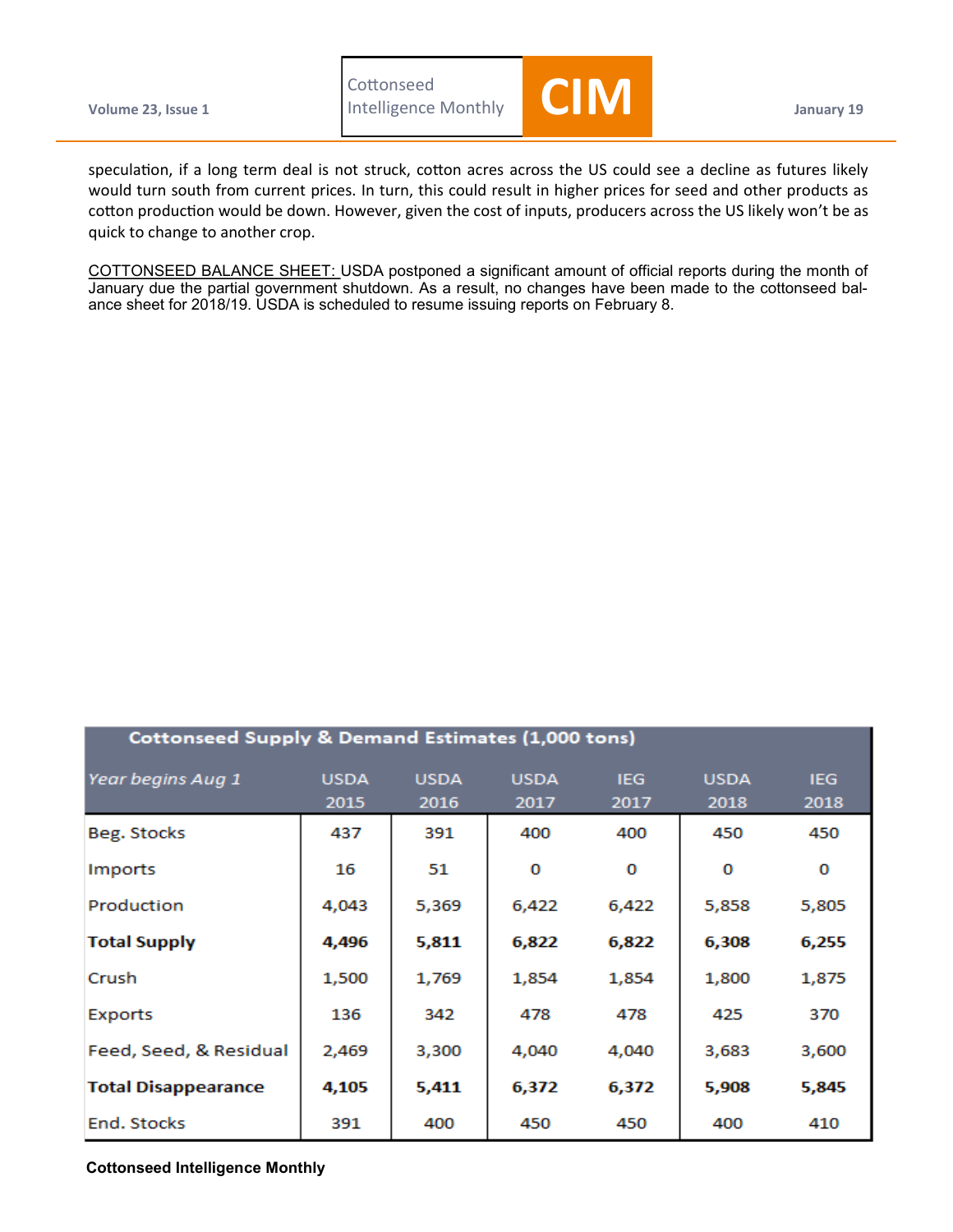speculation, if a long term deal is not struck, cotton acres across the US could see a decline as futures likely would turn south from current prices. In turn, this could result in higher prices for seed and other products as cotton production would be down. However, given the cost of inputs, producers across the US likely won't be as quick to change to another crop.

COTTONSEED BALANCE SHEET: USDA postponed a significant amount of official reports during the month of January due the partial government shutdown. As a result, no changes have been made to the cottonseed balance sheet for 2018/19. USDA is scheduled to resume issuing reports on February 8.

| Cottonseed Supply & Demand Estimates (1,000 tons) | | | | | | |
|---|---|---|---|---|---|---|
| *Year begins Aug 1* | USDA 2015 | USDA 2016 | USDA 2017 | IEG 2017 | USDA 2018 | IEG 2018 |
| Beg. Stocks | 437 | 391 | 400 | 400 | 450 | 450 |
| Imports | 16 | 51 | 0 | 0 | 0 | 0 |
| Production | 4,043 | 5,369 | 6,422 | 6,422 | 5,858 | 5,805 |
| **Total Supply** | **4,496** | **5,811** | **6,822** | **6,822** | **6,308** | **6,255** |
| Crush | 1,500 | 1,769 | 1,854 | 1,854 | 1,800 | 1,875 |
| Exports | 136 | 342 | 478 | 478 | 425 | 370 |
| Feed, Seed, & Residual | 2,469 | 3,300 | 4,040 | 4,040 | 3,683 | 3,600 |
| **Total Disappearance** | **4,105** | **5,411** | **6,372** | **6,372** | **5,908** | **5,845** |
| End. Stocks | 391 | 400 | 450 | 450 | 400 | 410 |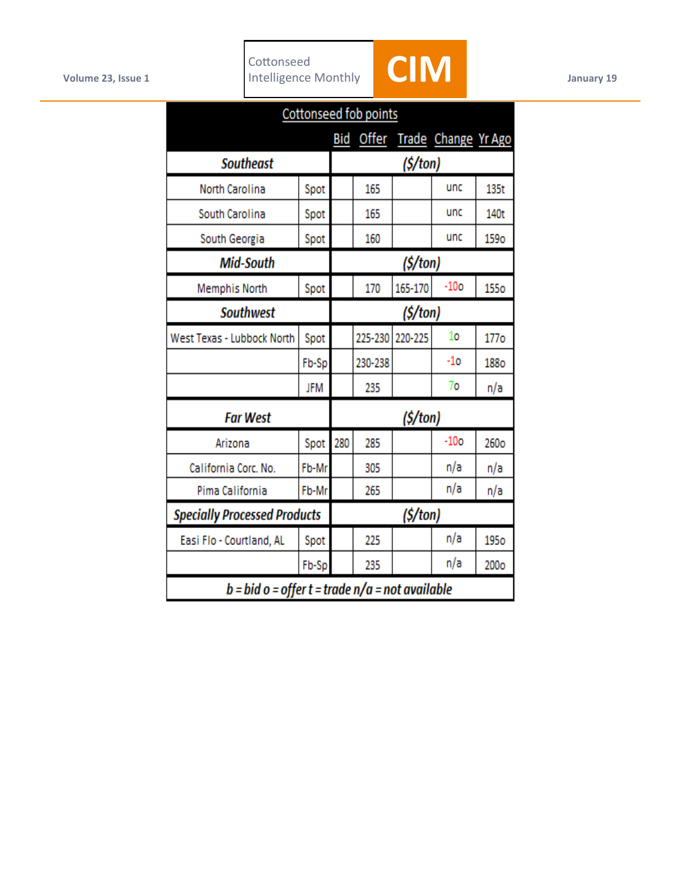| Cottonseed fob points | | Bid | Offer | Trade | Change | Yr Ago |
|---|---|---|---|---|---|---|
| **Southeast** | | ($/ton) | | | | |
| North Carolina | Spot | | 165 | | unc | 135t |
| South Carolina | Spot | | 165 | | unc | 140t |
| South Georgia | Spot | | 160 | | unc | 159o |
| **Mid-South** | | ($/ton) | | | | |
| Memphis North | Spot | | 170 | 165-170 | -10o | 155o |
| **Southwest** | | ($/ton) | | | | |
| West Texas - Lubbock North | Spot | | 225-230 | 220-225 | 1o | 177o |
| | Fb-Sp | | 230-238 | | -1o | 188o |
| | JFM | | 235 | | 7o | n/a |
| **Far West** | | ($/ton) | | | | |
| Arizona | Spot | 280 | 285 | | -10o | 260o |
| California Corc. No. | Fb-Mr | | 305 | | n/a | n/a |
| Pima California | Fb-Mr | | 265 | | n/a | n/a |
| **Specially Processed Products** | | ($/ton) | | | | |
| Easi Flo - Courtland, AL | Spot | | 225 | | n/a | 195o |
| | Fb-Sp | | 235 | | n/a | 200o |
| *b = bid o = offer t = trade n/a = not available* | | | | | | |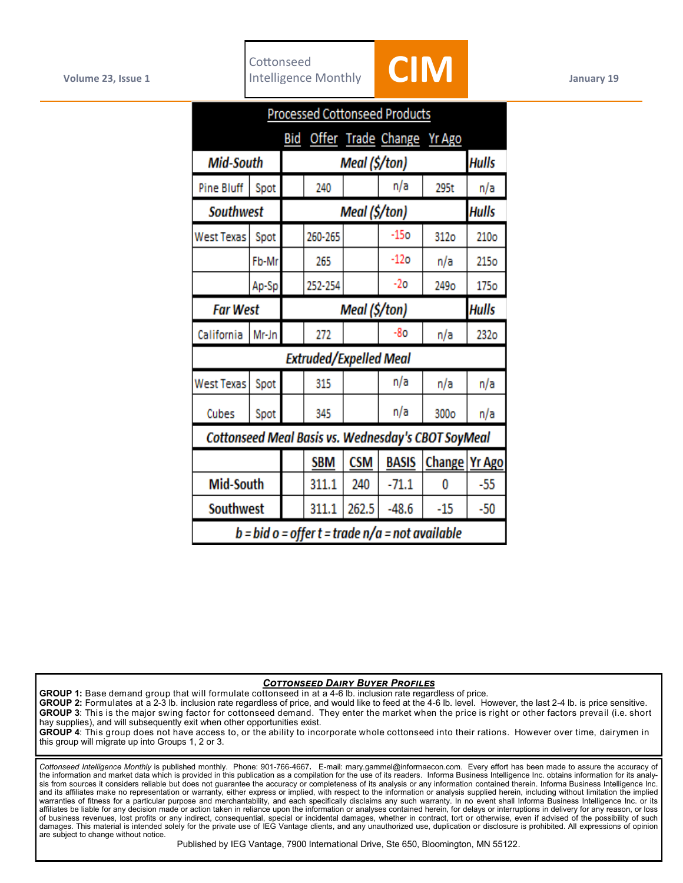## Processed Cottonseed Products

| | | Bid | Offer | Trade | Change | Yr Ago | |
|---|---|---|---|---|---|---|---|
| **Mid-South** | | **Meal ($/ton)** | | | | | **Hulls** |
| Pine Bluff | Spot | | 240 | | n/a | 295t | n/a |
| **Southwest** | | **Meal ($/ton)** | | | | | **Hulls** |
| West Texas | Spot | | 260-265 | | -15o | 312o | 210o |
| | Fb-Mr | | 265 | | -12o | n/a | 215o |
| | Ap-Sp | | 252-254 | | -2o | 249o | 175o |
| **Far West** | | **Meal ($/ton)** | | | | | **Hulls** |
| California | Mr-Jn | | 272 | | -8o | n/a | 232o |
| **Extruded/Expelled Meal** | | | | | | | |
| West Texas | Spot | | 315 | | n/a | n/a | n/a |
| Cubes | Spot | | 345 | | n/a | 300o | n/a |

**Cottonseed Meal Basis vs. Wednesday's CBOT SoyMeal**

| | | SBM | CSM | BASIS | Change | Yr Ago |
|---|---|---|---|---|---|---|
| **Mid-South** | | 311.1 | 240 | -71.1 | 0 | -55 |
| **Southwest** | | 311.1 | 262.5 | -48.6 | -15 | -50 |

*b = bid o = offer t = trade n/a = not available*

### Cottonseed Dairy Buyer Profiles

**GROUP 1:** Base demand group that will formulate cottonseed in at a 4-6 lb. inclusion rate regardless of price.
**GROUP 2:** Formulates at a 2-3 lb. inclusion rate regardless of price, and would like to feed at the 4-6 lb. level. However, the last 2-4 lb. is price sensitive.
**GROUP 3**: This is the major swing factor for cottonseed demand. They enter the market when the price is right or other factors prevail (i.e. short hay supplies), and will subsequently exit when other opportunities exist.
**GROUP 4**: This group does not have access to, or the ability to incorporate whole cottonseed into their rations. However over time, dairymen in this group will migrate up into Groups 1, 2 or 3.

*Cottonseed Intelligence Monthly* is published monthly. Phone: 901-766-4667. E-mail: mary.gammel@informaecon.com. Every effort has been made to assure the accuracy of the information and market data which is provided in this publication as a compilation for the use of its readers. Informa Business Intelligence Inc. obtains information for its analysis from sources it considers reliable but does not guarantee the accuracy or completeness of its analysis or any information contained therein. Informa Business Intelligence Inc. and its affiliates make no representation or warranty, either express or implied, with respect to the information or analysis supplied herein, including without limitation the implied warranties of fitness for a particular purpose and merchantability, and each specifically disclaims any such warranty. In no event shall Informa Business Intelligence Inc. or its affiliates be liable for any decision made or action taken in reliance upon the information or analyses contained herein, for delays or interruptions in delivery for any reason, or loss of business revenues, lost profits or any indirect, consequential, special or incidental damages, whether in contract, tort or otherwise, even if advised of the possibility of such damages. This material is intended solely for the private use of IEG Vantage clients, and any unauthorized use, duplication or disclosure is prohibited. All expressions of opinion are subject to change without notice.

Published by IEG Vantage, 7900 International Drive, Ste 650, Bloomington, MN 55122.